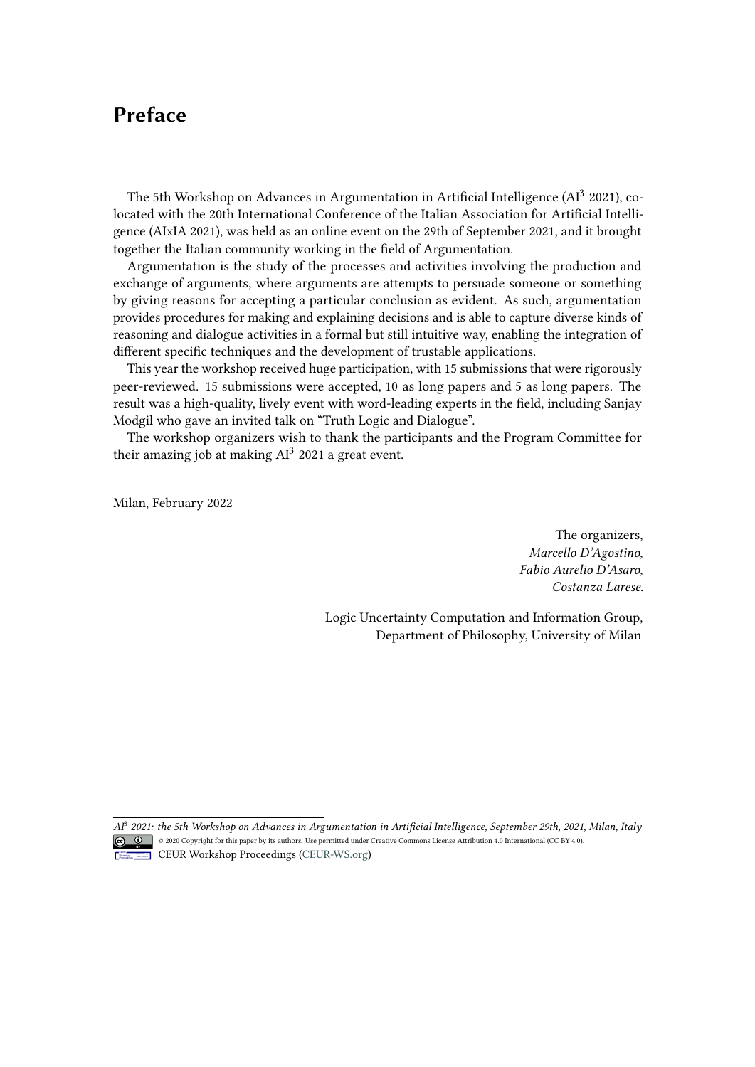# Preface

The 5th Workshop on Advances in Argumentation in Artificial Intelligence (AI$^3$ 2021), co-located with the 20th International Conference of the Italian Association for Artificial Intelligence (AIxIA 2021), was held as an online event on the 29th of September 2021, and it brought together the Italian community working in the field of Argumentation.

Argumentation is the study of the processes and activities involving the production and exchange of arguments, where arguments are attempts to persuade someone or something by giving reasons for accepting a particular conclusion as evident. As such, argumentation provides procedures for making and explaining decisions and is able to capture diverse kinds of reasoning and dialogue activities in a formal but still intuitive way, enabling the integration of different specific techniques and the development of trustable applications.

This year the workshop received huge participation, with 15 submissions that were rigorously peer-reviewed. 15 submissions were accepted, 10 as long papers and 5 as long papers. The result was a high-quality, lively event with word-leading experts in the field, including Sanjay Modgil who gave an invited talk on "Truth Logic and Dialogue".

The workshop organizers wish to thank the participants and the Program Committee for their amazing job at making AI$^3$ 2021 a great event.

Milan, February 2022

The organizers,
*Marcello D'Agostino*,
*Fabio Aurelio D'Asaro*,
*Costanza Larese*.

Logic Uncertainty Computation and Information Group,
Department of Philosophy, University of Milan

*AI$^3$ 2021: the 5th Workshop on Advances in Argumentation in Artificial Intelligence, September 29th, 2021, Milan, Italy*
© 2020 Copyright for this paper by its authors. Use permitted under Creative Commons License Attribution 4.0 International (CC BY 4.0).
CEUR Workshop Proceedings (CEUR-WS.org)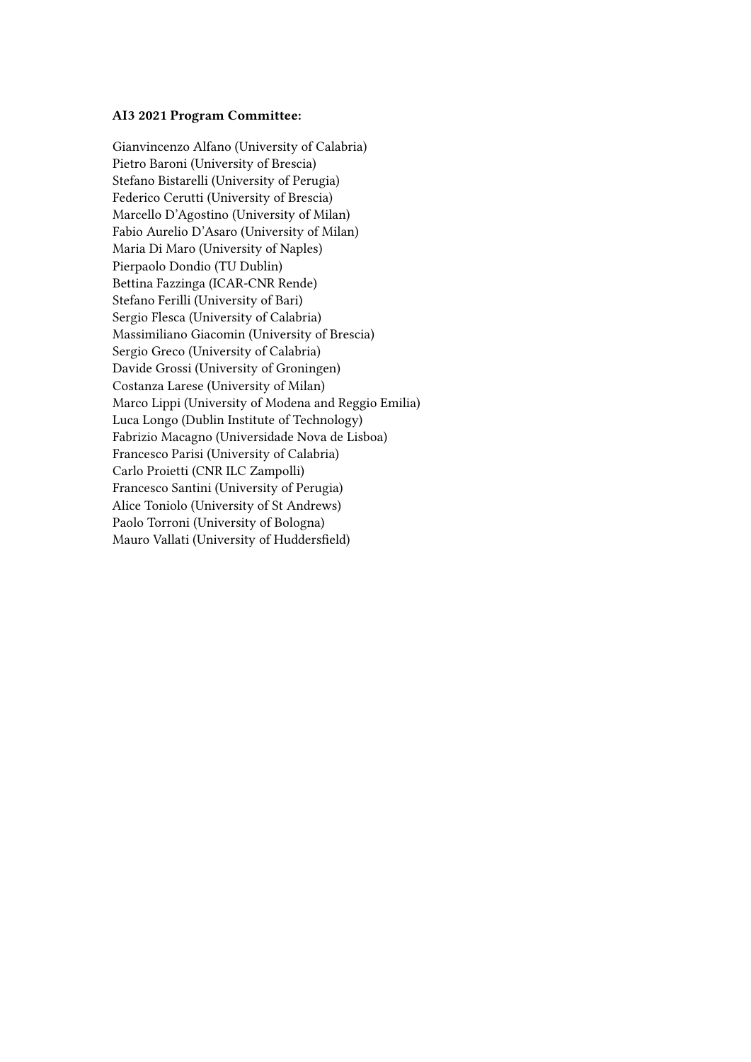**AI3 2021 Program Committee:**

Gianvincenzo Alfano (University of Calabria)
Pietro Baroni (University of Brescia)
Stefano Bistarelli (University of Perugia)
Federico Cerutti (University of Brescia)
Marcello D'Agostino (University of Milan)
Fabio Aurelio D'Asaro (University of Milan)
Maria Di Maro (University of Naples)
Pierpaolo Dondio (TU Dublin)
Bettina Fazzinga (ICAR-CNR Rende)
Stefano Ferilli (University of Bari)
Sergio Flesca (University of Calabria)
Massimiliano Giacomin (University of Brescia)
Sergio Greco (University of Calabria)
Davide Grossi (University of Groningen)
Costanza Larese (University of Milan)
Marco Lippi (University of Modena and Reggio Emilia)
Luca Longo (Dublin Institute of Technology)
Fabrizio Macagno (Universidade Nova de Lisboa)
Francesco Parisi (University of Calabria)
Carlo Proietti (CNR ILC Zampolli)
Francesco Santini (University of Perugia)
Alice Toniolo (University of St Andrews)
Paolo Torroni (University of Bologna)
Mauro Vallati (University of Huddersfield)